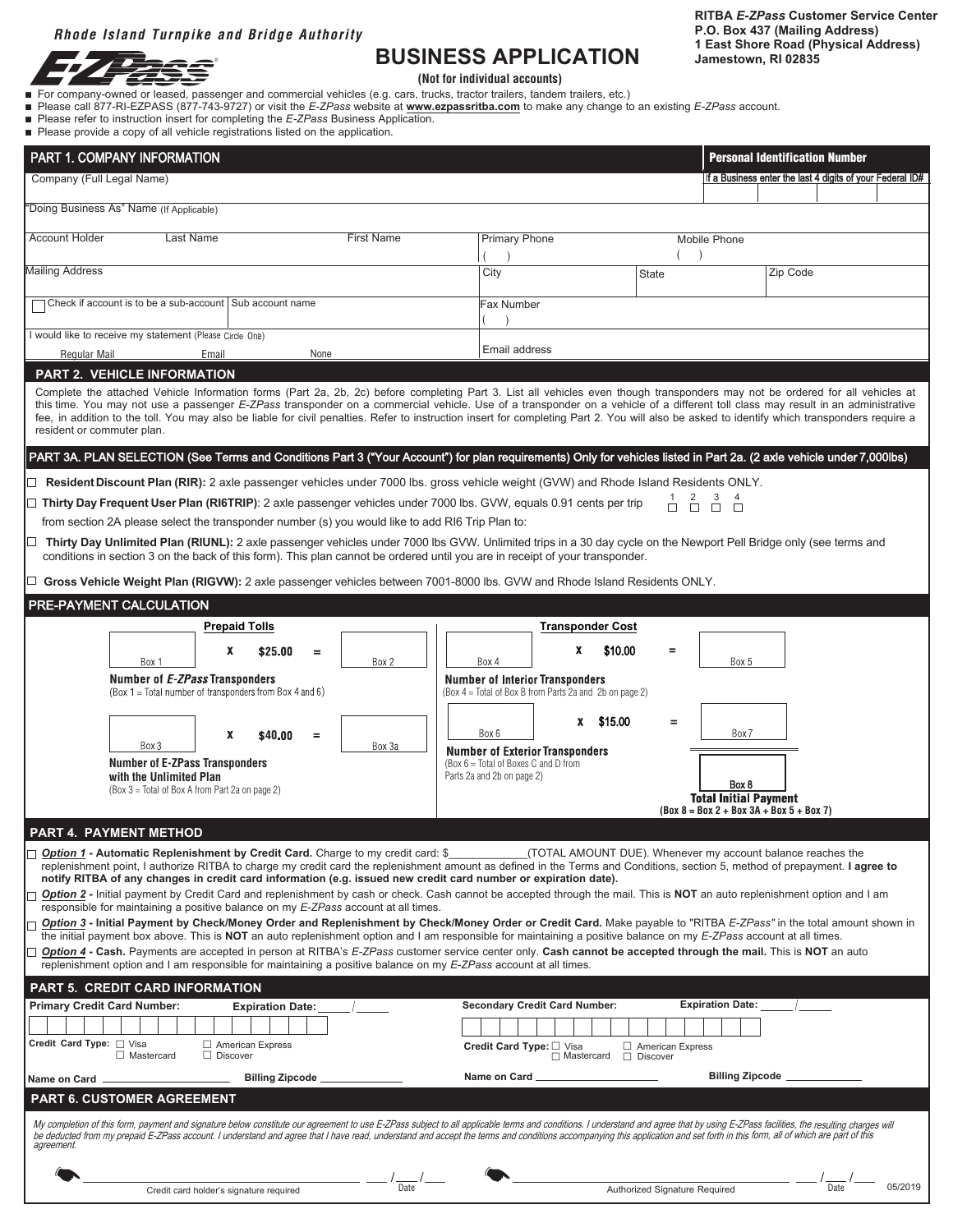Rhode Island Turnpike and Bridge Authority

E-ZPass

# BUSINESS APPLICATION

**(Not for individual accounts)**

**RITBA *E-ZPass* Customer Service Center**
**P.O. Box 437 (Mailing Address)**
**1 East Shore Road (Physical Address)**
**Jamestown, RI 02835**

- For company-owned or leased, passenger and commercial vehicles (e.g. cars, trucks, tractor trailers, tandem trailers, etc.)
- Please call 877-RI-EZPASS (877-743-9727) or visit the *E-ZPass* website at **www.ezpassritba.com** to make any change to an existing *E-ZPass* account.
- Please refer to instruction insert for completing the *E-ZPass* Business Application.
- Please provide a copy of all vehicle registrations listed on the application.

## PART 1. COMPANY INFORMATION

**Personal Identification Number**
If a Business enter the last 4 digits of your Federal ID#

| | | | |
|---|---|---|---|
| | | | |

Company (Full Legal Name)

"Doing Business As" Name (If Applicable)

| Account Holder Last Name | First Name | Primary Phone ( ) | Mobile Phone ( ) |
|---|---|---|---|

| Mailing Address | City | State | Zip Code |
|---|---|---|---|

☐ Check if account is to be a sub-account | Sub account name | Fax Number ( )

I would like to receive my statement (Please Circle One): Regular Mail  Email  None | Email address

## PART 2. VEHICLE INFORMATION

Complete the attached Vehicle Information forms (Part 2a, 2b, 2c) before completing Part 3. List all vehicles even though transponders may not be ordered for all vehicles at this time. You may not use a passenger *E-ZPass* transponder on a commercial vehicle. Use of a transponder on a vehicle of a different toll class may result in an administrative fee, in addition to the toll. You may also be liable for civil penalties. Refer to instruction insert for completing Part 2. You will also be asked to identify which transponders require a resident or commuter plan.

## PART 3A. PLAN SELECTION (See Terms and Conditions Part 3 ("Your Account") for plan requirements) Only for vehicles listed in Part 2a. (2 axle vehicle under 7,000lbs)

☐ **Resident Discount Plan (RIR):** 2 axle passenger vehicles under 7000 lbs. gross vehicle weight (GVW) and Rhode Island Residents ONLY.

☐ **Thirty Day Frequent User Plan (RI6TRIP)**: 2 axle passenger vehicles under 7000 lbs. GVW, equals 0.91 cents per trip  1 ☐ 2 ☐ 3 ☐ 4 ☐

from section 2A please select the transponder number (s) you would like to add RI6 Trip Plan to:

☐ **Thirty Day Unlimited Plan (RIUNL):** 2 axle passenger vehicles under 7000 lbs GVW. Unlimited trips in a 30 day cycle on the Newport Pell Bridge only (see terms and conditions in section 3 on the back of this form). This plan cannot be ordered until you are in receipt of your transponder.

☐ **Gross Vehicle Weight Plan (RIGVW):** 2 axle passenger vehicles between 7001-8000 lbs. GVW and Rhode Island Residents ONLY.

## PRE-PAYMENT CALCULATION

**Prepaid Tolls**

Box 1 **x $25.00 =** Box 2

**Number of *E-ZPass* Transponders**
(Box 1 = Total number of transponders from Box 4 and 6)

Box 3 **x $40.00 =** Box 3a

**Number of E-ZPass Transponders with the Unlimited Plan**
(Box 3 = Total of Box A from Part 2a on page 2)

**Transponder Cost**

Box 4 **x $10.00 =** Box 5

**Number of Interior Transponders**
(Box 4 = Total of Box B from Parts 2a and 2b on page 2)

Box 6 **x $15.00 =** Box 7

**Number of Exterior Transponders**
(Box 6 = Total of Boxes C and D from Parts 2a and 2b on page 2)

Box 8
**Total Initial Payment**
**(Box 8 = Box 2 + Box 3A + Box 5 + Box 7)**

## PART 4. PAYMENT METHOD

☐ ***Option 1*** **- Automatic Replenishment by Credit Card.** Charge to my credit card: $____________(TOTAL AMOUNT DUE). Whenever my account balance reaches the replenishment point, I authorize RITBA to charge my credit card the replenishment amount as defined in the Terms and Conditions, section 5, method of prepayment. **I agree to notify RITBA of any changes in credit card information (e.g. issued new credit card number or expiration date).**

☐ ***Option 2*** **-** Initial payment by Credit Card and replenishment by cash or check. Cash cannot be accepted through the mail. This is **NOT** an auto replenishment option and I am responsible for maintaining a positive balance on my *E-ZPass* account at all times.

☐ ***Option 3*** **- Initial Payment by Check/Money Order and Replenishment by Check/Money Order or Credit Card.** Make payable to "RITBA *E-ZPass*" in the total amount shown in the initial payment box above. This is **NOT** an auto replenishment option and I am responsible for maintaining a positive balance on my *E-ZPass* account at all times.

☐ ***Option 4*** **- Cash.** Payments are accepted in person at RITBA's *E-ZPass* customer service center only. **Cash cannot be accepted through the mail.** This is **NOT** an auto replenishment option and I am responsible for maintaining a positive balance on my *E-ZPass* account at all times.

## PART 5. CREDIT CARD INFORMATION

**Primary Credit Card Number:** **Expiration Date:** _____ / _____

**Credit Card Type:** ☐ Visa ☐ Mastercard ☐ American Express ☐ Discover

**Name on Card** ______________ **Billing Zipcode** ______________

**Secondary Credit Card Number:** **Expiration Date:** _____ / _____

**Credit Card Type:** ☐ Visa ☐ Mastercard ☐ American Express ☐ Discover

**Name on Card** ______________ **Billing Zipcode** ______________

## PART 6. CUSTOMER AGREEMENT

*My completion of this form, payment and signature below constitute our agreement to use E-ZPass subject to all applicable terms and conditions. I understand and agree that by using E-ZPass facilities, the resulting charges will be deducted from my prepaid E-ZPass account. I understand and agree that I have read, understand and accept the terms and conditions accompanying this application and set forth in this form, all of which are part of this agreement.*

______________________________ ___ / ___ / ___
Credit card holder's signature required  Date

______________________________ ___ / ___ / ___
Authorized Signature Required  Date

05/2019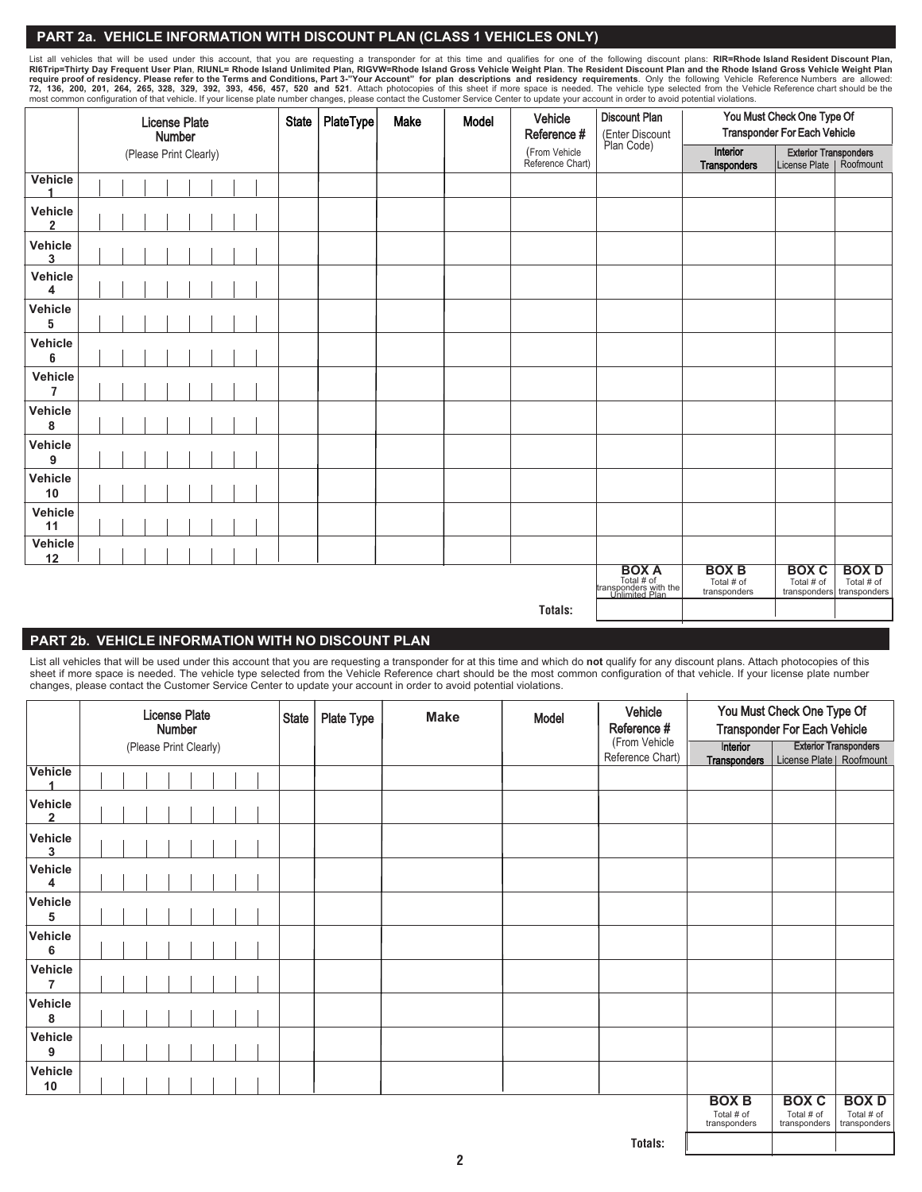## PART 2a. VEHICLE INFORMATION WITH DISCOUNT PLAN (CLASS 1 VEHICLES ONLY)

List all vehicles that will be used under this account, that you are requesting a transponder for at this time and qualifies for one of the following discount plans: **RIR=Rhode Island Resident Discount Plan, RI6Trip=Thirty Day Frequent User Plan**, **RIUNL= Rhode Island Unlimited Plan, RIGVW=Rhode Island Gross Vehicle Weight Plan**. **The Resident Discount Plan and the Rhode Island Gross Vehicle Weight Plan require proof of residency. Please refer to the Terms and Conditions, Part 3-"Your Account" for plan descriptions and residency requirements**. Only the following Vehicle Reference Numbers are allowed: **72, 136, 200, 201, 264, 265, 328, 329, 392, 393, 456, 457, 520 and 521**. Attach photocopies of this sheet if more space is needed. The vehicle type selected from the Vehicle Reference chart should be the most common configuration of that vehicle. If your license plate number changes, please contact the Customer Service Center to update your account in order to avoid potential violations.

| | License Plate Number (Please Print Clearly) | State | PlateType | Make | Model | Vehicle Reference # (From Vehicle Reference Chart) | Discount Plan (Enter Discount Plan Code) | You Must Check One Type Of Transponder For Each Vehicle | | |
|---|---|---|---|---|---|---|---|---|---|---|
| | | | | | | | | Interior Transponders | Exterior Transponders License Plate | Roofmount |
| Vehicle 1 | | | | | | | | | | |
| Vehicle 2 | | | | | | | | | | |
| Vehicle 3 | | | | | | | | | | |
| Vehicle 4 | | | | | | | | | | |
| Vehicle 5 | | | | | | | | | | |
| Vehicle 6 | | | | | | | | | | |
| Vehicle 7 | | | | | | | | | | |
| Vehicle 8 | | | | | | | | | | |
| Vehicle 9 | | | | | | | | | | |
| Vehicle 10 | | | | | | | | | | |
| Vehicle 11 | | | | | | | | | | |
| Vehicle 12 | | | | | | | | | | |
| | | | | | | | **BOX A** Total # of transponders with the Unlimited Plan | **BOX B** Total # of transponders | **BOX C** Total # of transponders | **BOX D** Total # of transponders |
| | | | | | | **Totals:** | | | | |

## PART 2b. VEHICLE INFORMATION WITH NO DISCOUNT PLAN

List all vehicles that will be used under this account that you are requesting a transponder for at this time and which do **not** qualify for any discount plans. Attach photocopies of this sheet if more space is needed. The vehicle type selected from the Vehicle Reference chart should be the most common configuration of that vehicle. If your license plate number changes, please contact the Customer Service Center to update your account in order to avoid potential violations.

| | License Plate Number (Please Print Clearly) | State | Plate Type | Make | Model | Vehicle Reference # (From Vehicle Reference Chart) | You Must Check One Type Of Transponder For Each Vehicle | | |
|---|---|---|---|---|---|---|---|---|---|
| | | | | | | | Interior Transponders | Exterior Transponders License Plate | Roofmount |
| Vehicle 1 | | | | | | | | | |
| Vehicle 2 | | | | | | | | | |
| Vehicle 3 | | | | | | | | | |
| Vehicle 4 | | | | | | | | | |
| Vehicle 5 | | | | | | | | | |
| Vehicle 6 | | | | | | | | | |
| Vehicle 7 | | | | | | | | | |
| Vehicle 8 | | | | | | | | | |
| Vehicle 9 | | | | | | | | | |
| Vehicle 10 | | | | | | | | | |
| | | | | | | | **BOX B** Total # of transponders | **BOX C** Total # of transponders | **BOX D** Total # of transponders |
| | | | | | | **Totals:** | | | |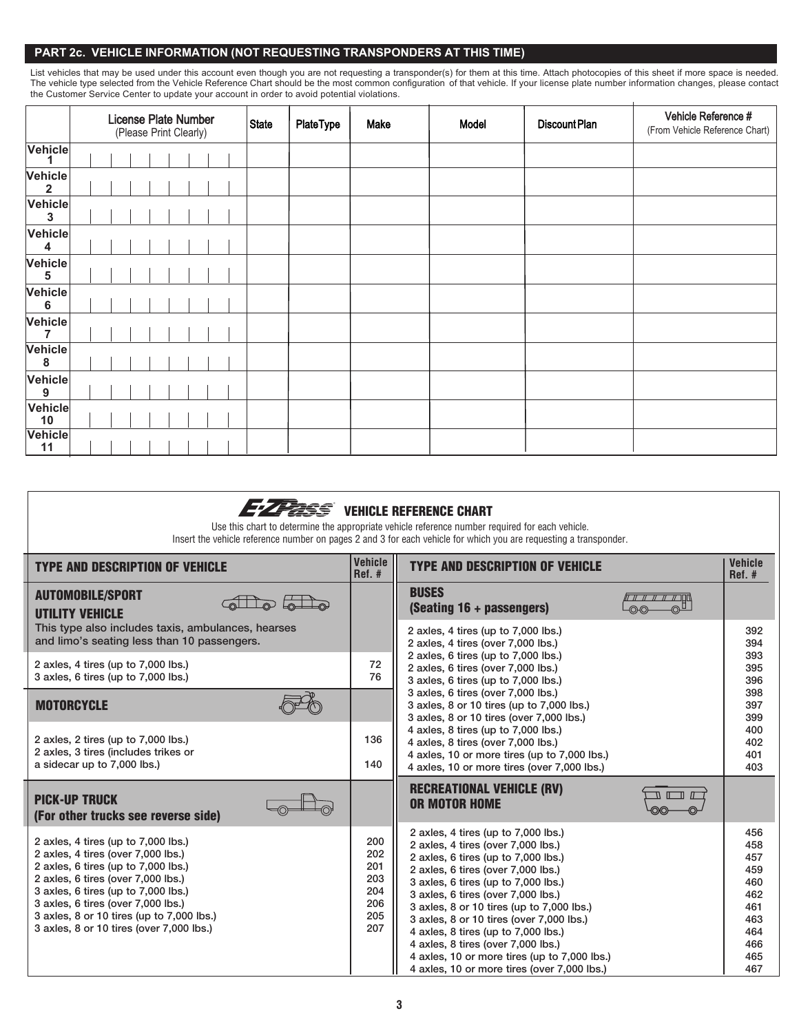## PART 2c. VEHICLE INFORMATION (NOT REQUESTING TRANSPONDERS AT THIS TIME)

List vehicles that may be used under this account even though you are not requesting a transponder(s) for them at this time. Attach photocopies of this sheet if more space is needed. The vehicle type selected from the Vehicle Reference Chart should be the most common configuration of that vehicle. If your license plate number information changes, please contact the Customer Service Center to update your account in order to avoid potential violations.

| | License Plate Number (Please Print Clearly) | State | Plate Type | Make | Model | Discount Plan | Vehicle Reference # (From Vehicle Reference Chart) |
|---|---|---|---|---|---|---|---|
| Vehicle 1 | | | | | | | |
| Vehicle 2 | | | | | | | |
| Vehicle 3 | | | | | | | |
| Vehicle 4 | | | | | | | |
| Vehicle 5 | | | | | | | |
| Vehicle 6 | | | | | | | |
| Vehicle 7 | | | | | | | |
| Vehicle 8 | | | | | | | |
| Vehicle 9 | | | | | | | |
| Vehicle 10 | | | | | | | |
| Vehicle 11 | | | | | | | |

## E-ZPass VEHICLE REFERENCE CHART

Use this chart to determine the appropriate vehicle reference number required for each vehicle.
Insert the vehicle reference number on pages 2 and 3 for each vehicle for which you are requesting a transponder.

| TYPE AND DESCRIPTION OF VEHICLE | Vehicle Ref. # |
|---|---|
| **AUTOMOBILE/SPORT UTILITY VEHICLE** | |
| This type also includes taxis, ambulances, hearses and limo's seating less than 10 passengers. | |
| 2 axles, 4 tires (up to 7,000 lbs.) | 72 |
| 3 axles, 6 tires (up to 7,000 lbs.) | 76 |
| **MOTORCYCLE** | |
| 2 axles, 2 tires (up to 7,000 lbs.) | 136 |
| 2 axles, 3 tires (includes trikes or a sidecar up to 7,000 lbs.) | 140 |
| **PICK-UP TRUCK (For other trucks see reverse side)** | |
| 2 axles, 4 tires (up to 7,000 lbs.) | 200 |
| 2 axles, 4 tires (over 7,000 lbs.) | 202 |
| 2 axles, 6 tires (up to 7,000 lbs.) | 201 |
| 2 axles, 6 tires (over 7,000 lbs.) | 203 |
| 3 axles, 6 tires (up to 7,000 lbs.) | 204 |
| 3 axles, 6 tires (over 7,000 lbs.) | 206 |
| 3 axles, 8 or 10 tires (up to 7,000 lbs.) | 205 |
| 3 axles, 8 or 10 tires (over 7,000 lbs.) | 207 |

| TYPE AND DESCRIPTION OF VEHICLE | Vehicle Ref. # |
|---|---|
| **BUSES (Seating 16 + passengers)** | |
| 2 axles, 4 tires (up to 7,000 lbs.) | 392 |
| 2 axles, 4 tires (over 7,000 lbs.) | 394 |
| 2 axles, 6 tires (up to 7,000 lbs.) | 393 |
| 2 axles, 6 tires (over 7,000 lbs.) | 395 |
| 3 axles, 6 tires (up to 7,000 lbs.) | 396 |
| 3 axles, 6 tires (over 7,000 lbs.) | 398 |
| 3 axles, 8 or 10 tires (up to 7,000 lbs.) | 397 |
| 3 axles, 8 or 10 tires (over 7,000 lbs.) | 399 |
| 4 axles, 8 tires (up to 7,000 lbs.) | 400 |
| 4 axles, 8 tires (over 7,000 lbs.) | 402 |
| 4 axles, 10 or more tires (up to 7,000 lbs.) | 401 |
| 4 axles, 10 or more tires (over 7,000 lbs.) | 403 |
| **RECREATIONAL VEHICLE (RV) OR MOTOR HOME** | |
| 2 axles, 4 tires (up to 7,000 lbs.) | 456 |
| 2 axles, 4 tires (over 7,000 lbs.) | 458 |
| 2 axles, 6 tires (up to 7,000 lbs.) | 457 |
| 2 axles, 6 tires (over 7,000 lbs.) | 459 |
| 3 axles, 6 tires (up to 7,000 lbs.) | 460 |
| 3 axles, 6 tires (over 7,000 lbs.) | 462 |
| 3 axles, 8 or 10 tires (up to 7,000 lbs.) | 461 |
| 3 axles, 8 or 10 tires (over 7,000 lbs.) | 463 |
| 4 axles, 8 tires (up to 7,000 lbs.) | 464 |
| 4 axles, 8 tires (over 7,000 lbs.) | 466 |
| 4 axles, 10 or more tires (up to 7,000 lbs.) | 465 |
| 4 axles, 10 or more tires (over 7,000 lbs.) | 467 |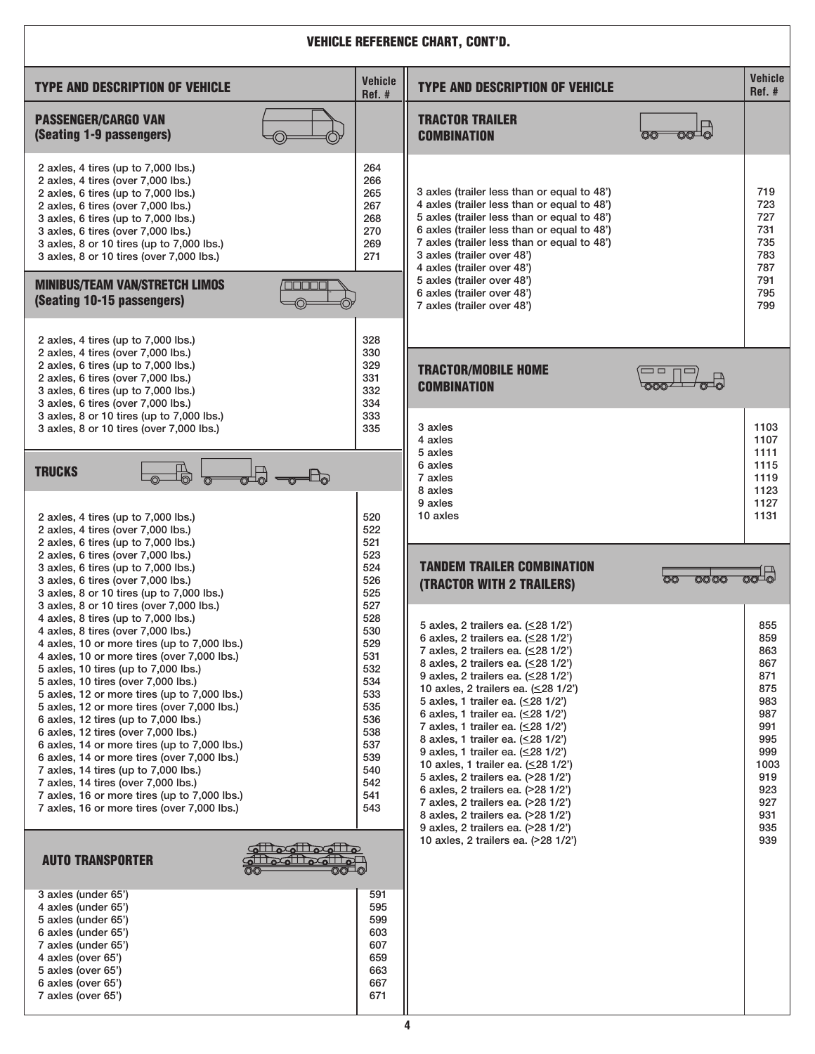## VEHICLE REFERENCE CHART, CONT'D.

| TYPE AND DESCRIPTION OF VEHICLE | Vehicle Ref. # |
|---|---|
| **PASSENGER/CARGO VAN (Seating 1-9 passengers)** | |
| 2 axles, 4 tires (up to 7,000 lbs.) | 264 |
| 2 axles, 4 tires (over 7,000 lbs.) | 266 |
| 2 axles, 6 tires (up to 7,000 lbs.) | 265 |
| 2 axles, 6 tires (over 7,000 lbs.) | 267 |
| 3 axles, 6 tires (up to 7,000 lbs.) | 268 |
| 3 axles, 6 tires (over 7,000 lbs.) | 270 |
| 3 axles, 8 or 10 tires (up to 7,000 lbs.) | 269 |
| 3 axles, 8 or 10 tires (over 7,000 lbs.) | 271 |
| **MINIBUS/TEAM VAN/STRETCH LIMOS (Seating 10-15 passengers)** | |
| 2 axles, 4 tires (up to 7,000 lbs.) | 328 |
| 2 axles, 4 tires (over 7,000 lbs.) | 330 |
| 2 axles, 6 tires (up to 7,000 lbs.) | 329 |
| 2 axles, 6 tires (over 7,000 lbs.) | 331 |
| 3 axles, 6 tires (up to 7,000 lbs.) | 332 |
| 3 axles, 6 tires (over 7,000 lbs.) | 334 |
| 3 axles, 8 or 10 tires (up to 7,000 lbs.) | 333 |
| 3 axles, 8 or 10 tires (over 7,000 lbs.) | 335 |
| **TRUCKS** | |
| 2 axles, 4 tires (up to 7,000 lbs.) | 520 |
| 2 axles, 4 tires (over 7,000 lbs.) | 522 |
| 2 axles, 6 tires (up to 7,000 lbs.) | 521 |
| 2 axles, 6 tires (over 7,000 lbs.) | 523 |
| 3 axles, 6 tires (up to 7,000 lbs.) | 524 |
| 3 axles, 6 tires (over 7,000 lbs.) | 526 |
| 3 axles, 8 or 10 tires (up to 7,000 lbs.) | 525 |
| 3 axles, 8 or 10 tires (over 7,000 lbs.) | 527 |
| 4 axles, 8 tires (up to 7,000 lbs.) | 528 |
| 4 axles, 8 tires (over 7,000 lbs.) | 530 |
| 4 axles, 10 or more tires (up to 7,000 lbs.) | 529 |
| 4 axles, 10 or more tires (over 7,000 lbs.) | 531 |
| 5 axles, 10 tires (up to 7,000 lbs.) | 532 |
| 5 axles, 10 tires (over 7,000 lbs.) | 534 |
| 5 axles, 12 or more tires (up to 7,000 lbs.) | 533 |
| 5 axles, 12 or more tires (over 7,000 lbs.) | 535 |
| 6 axles, 12 tires (up to 7,000 lbs.) | 536 |
| 6 axles, 12 tires (over 7,000 lbs.) | 538 |
| 6 axles, 14 or more tires (up to 7,000 lbs.) | 537 |
| 6 axles, 14 or more tires (over 7,000 lbs.) | 539 |
| 7 axles, 14 tires (up to 7,000 lbs.) | 540 |
| 7 axles, 14 tires (over 7,000 lbs.) | 542 |
| 7 axles, 16 or more tires (up to 7,000 lbs.) | 541 |
| 7 axles, 16 or more tires (over 7,000 lbs.) | 543 |
| **AUTO TRANSPORTER** | |
| 3 axles (under 65') | 591 |
| 4 axles (under 65') | 595 |
| 5 axles (under 65') | 599 |
| 6 axles (under 65') | 603 |
| 7 axles (under 65') | 607 |
| 4 axles (over 65') | 659 |
| 5 axles (over 65') | 663 |
| 6 axles (over 65') | 667 |
| 7 axles (over 65') | 671 |

| TYPE AND DESCRIPTION OF VEHICLE | Vehicle Ref. # |
|---|---|
| **TRACTOR TRAILER COMBINATION** | |
| 3 axles (trailer less than or equal to 48') | 719 |
| 4 axles (trailer less than or equal to 48') | 723 |
| 5 axles (trailer less than or equal to 48') | 727 |
| 6 axles (trailer less than or equal to 48') | 731 |
| 7 axles (trailer less than or equal to 48') | 735 |
| 3 axles (trailer over 48') | 783 |
| 4 axles (trailer over 48') | 787 |
| 5 axles (trailer over 48') | 791 |
| 6 axles (trailer over 48') | 795 |
| 7 axles (trailer over 48') | 799 |
| **TRACTOR/MOBILE HOME COMBINATION** | |
| 3 axles | 1103 |
| 4 axles | 1107 |
| 5 axles | 1111 |
| 6 axles | 1115 |
| 7 axles | 1119 |
| 8 axles | 1123 |
| 9 axles | 1127 |
| 10 axles | 1131 |
| **TANDEM TRAILER COMBINATION (TRACTOR WITH 2 TRAILERS)** | |
| 5 axles, 2 trailers ea. (≤28 1/2') | 855 |
| 6 axles, 2 trailers ea. (≤28 1/2') | 859 |
| 7 axles, 2 trailers ea. (≤28 1/2') | 863 |
| 8 axles, 2 trailers ea. (≤28 1/2') | 867 |
| 9 axles, 2 trailers ea. (≤28 1/2') | 871 |
| 10 axles, 2 trailers ea. (≤28 1/2') | 875 |
| 5 axles, 1 trailer ea. (≤28 1/2') | 983 |
| 6 axles, 1 trailer ea. (≤28 1/2') | 987 |
| 7 axles, 1 trailer ea. (≤28 1/2') | 991 |
| 8 axles, 1 trailer ea. (≤28 1/2') | 995 |
| 9 axles, 1 trailer ea. (≤28 1/2') | 999 |
| 10 axles, 1 trailer ea. (≤28 1/2') | 1003 |
| 5 axles, 2 trailers ea. (>28 1/2') | 919 |
| 6 axles, 2 trailers ea. (>28 1/2') | 923 |
| 7 axles, 2 trailers ea. (>28 1/2') | 927 |
| 8 axles, 2 trailers ea. (>28 1/2') | 931 |
| 9 axles, 2 trailers ea. (>28 1/2') | 935 |
| 10 axles, 2 trailers ea. (>28 1/2') | 939 |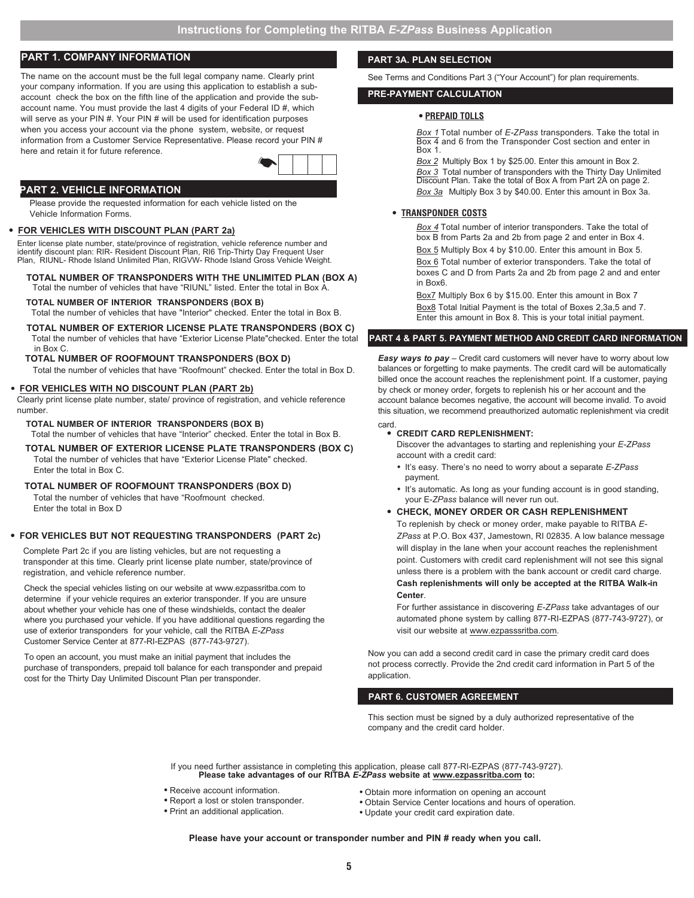# Instructions for Completing the RITBA *E-ZPass* Business Application

## PART 1. COMPANY INFORMATION

The name on the account must be the full legal company name. Clearly print your company information. If you are using this application to establish a sub-account check the box on the fifth line of the application and provide the sub-account name. You must provide the last 4 digits of your Federal ID #, which will serve as your PIN #. Your PIN # will be used for identification purposes when you access your account via the phone system, website, or request information from a Customer Service Representative. Please record your PIN # here and retain it for future reference.

☛ | | | |

## PART 2. VEHICLE INFORMATION

Please provide the requested information for each vehicle listed on the Vehicle Information Forms.

- **FOR VEHICLES WITH DISCOUNT PLAN (PART 2a)**

Enter license plate number, state/province of registration, vehicle reference number and identify discount plan: RIR- Resident Discount Plan, RI6 Trip-Thirty Day Frequent User Plan, RIUNL- Rhode Island Unlimited Plan, RIGVW- Rhode Island Gross Vehicle Weight.

**TOTAL NUMBER OF TRANSPONDERS WITH THE UNLIMITED PLAN (BOX A)**
Total the number of vehicles that have "RIUNL" listed. Enter the total in Box A.

**TOTAL NUMBER OF INTERIOR TRANSPONDERS (BOX B)**
Total the number of vehicles that have "Interior" checked. Enter the total in Box B.

**TOTAL NUMBER OF EXTERIOR LICENSE PLATE TRANSPONDERS (BOX C)**
Total the number of vehicles that have "Exterior License Plate"checked. Enter the total in Box C.

**TOTAL NUMBER OF ROOFMOUNT TRANSPONDERS (BOX D)**
Total the number of vehicles that have "Roofmount" checked. Enter the total in Box D.

- **FOR VEHICLES WITH NO DISCOUNT PLAN (PART 2b)**

Clearly print license plate number, state/ province of registration, and vehicle reference number.

**TOTAL NUMBER OF INTERIOR TRANSPONDERS (BOX B)**
Total the number of vehicles that have "Interior" checked. Enter the total in Box B.

**TOTAL NUMBER OF EXTERIOR LICENSE PLATE TRANSPONDERS (BOX C)**
Total the number of vehicles that have "Exterior License Plate" checked. Enter the total in Box C.

**TOTAL NUMBER OF ROOFMOUNT TRANSPONDERS (BOX D)**
Total the number of vehicles that have "Roofmount checked. Enter the total in Box D

- **FOR VEHICLES BUT NOT REQUESTING TRANSPONDERS (PART 2c)**

Complete Part 2c if you are listing vehicles, but are not requesting a transponder at this time. Clearly print license plate number, state/province of registration, and vehicle reference number.

Check the special vehicles listing on our website at www.ezpassritba.com to determine if your vehicle requires an exterior transponder. If you are unsure about whether your vehicle has one of these windshields, contact the dealer where you purchased your vehicle. If you have additional questions regarding the use of exterior transponders for your vehicle, call the RITBA *E-ZPass* Customer Service Center at 877-RI-EZPAS (877-743-9727).

To open an account, you must make an initial payment that includes the purchase of transponders, prepaid toll balance for each transponder and prepaid cost for the Thirty Day Unlimited Discount Plan per transponder.

## PART 3A. PLAN SELECTION

See Terms and Conditions Part 3 ("Your Account") for plan requirements.

## PRE-PAYMENT CALCULATION

- **PREPAID TOLLS**

*Box 1* Total number of *E-ZPass* transponders. Take the total in Box 4 and 6 from the Transponder Cost section and enter in Box 1.

*Box 2* Multiply Box 1 by $25.00. Enter this amount in Box 2.

*Box 3* Total number of transponders with the Thirty Day Unlimited Discount Plan. Take the total of Box A from Part 2A on page 2.

*Box 3a* Multiply Box 3 by $40.00. Enter this amount in Box 3a.

- **TRANSPONDER COSTS**

*Box 4* Total number of interior transponders. Take the total of box B from Parts 2a and 2b from page 2 and enter in Box 4.

Box 5 Multiply Box 4 by $10.00. Enter this amount in Box 5.

Box 6 Total number of exterior transponders. Take the total of boxes C and D from Parts 2a and 2b from page 2 and and enter in Box6.

Box7 Multiply Box 6 by $15.00. Enter this amount in Box 7

Box8 Total Initial Payment is the total of Boxes 2,3a,5 and 7. Enter this amount in Box 8. This is your total initial payment.

## PART 4 & PART 5. PAYMENT METHOD AND CREDIT CARD INFORMATION

***Easy ways to pay*** – Credit card customers will never have to worry about low balances or forgetting to make payments. The credit card will be automatically billed once the account reaches the replenishment point. If a customer, paying by check or money order, forgets to replenish his or her account and the account balance becomes negative, the account will become invalid. To avoid this situation, we recommend preauthorized automatic replenishment via credit card.

- **CREDIT CARD REPLENISHMENT:**
  Discover the advantages to starting and replenishing your *E-ZPass* account with a credit card:
  - It's easy. There's no need to worry about a separate *E-ZPass* payment.
  - It's automatic. As long as your funding account is in good standing, your E-*ZPass* balance will never run out.
- **CHECK, MONEY ORDER OR CASH REPLENISHMENT**
  To replenish by check or money order, make payable to RITBA *E-ZPass* at P.O. Box 437, Jamestown, RI 02835. A low balance message will display in the lane when your account reaches the replenishment point. Customers with credit card replenishment will not see this signal unless there is a problem with the bank account or credit card charge. **Cash replenishments will only be accepted at the RITBA Walk-in Center**.
  For further assistance in discovering *E-ZPass* take advantages of our automated phone system by calling 877-RI-EZPAS (877-743-9727), or visit our website at www.ezpasssritba.com.

Now you can add a second credit card in case the primary credit card does not process correctly. Provide the 2nd credit card information in Part 5 of the application.

## PART 6. CUSTOMER AGREEMENT

This section must be signed by a duly authorized representative of the company and the credit card holder.

If you need further assistance in completing this application, please call 877-RI-EZPAS (877-743-9727).
**Please take advantages of our RITBA *E-ZPass* website at www.ezpassritba.com to:**

- Receive account information.
- Report a lost or stolen transponder.
- Print an additional application.
- Obtain more information on opening an account
- Obtain Service Center locations and hours of operation.
- Update your credit card expiration date.

**Please have your account or transponder number and PIN # ready when you call.**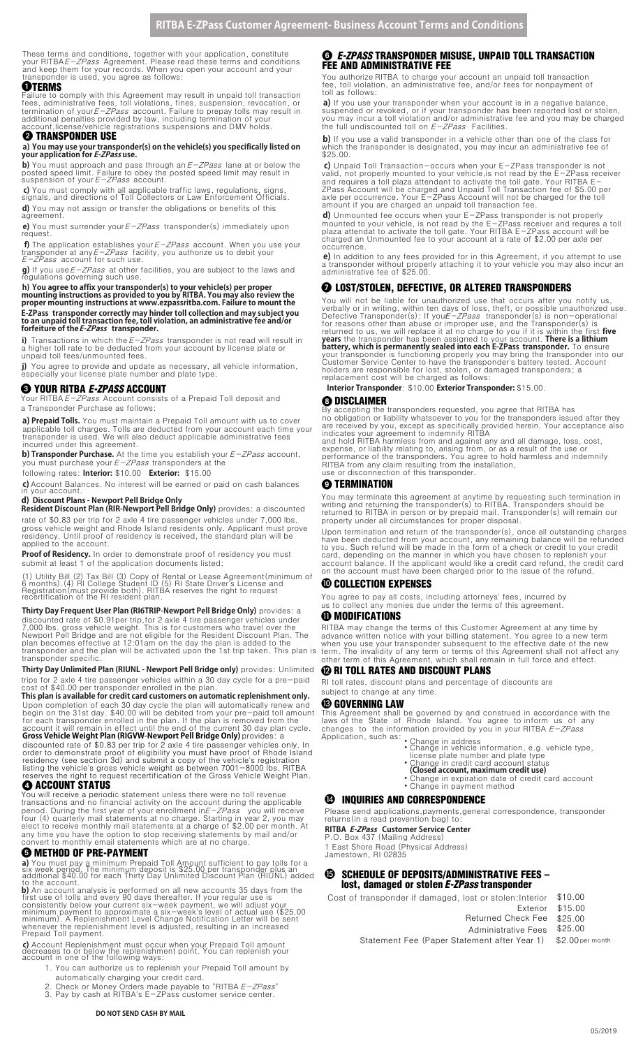# RITBA E-ZPass Customer Agreement- Business Account Terms and Conditions

These terms and conditions, together with your application, constitute your RITBA *E-ZPass* Agreement. Please read these terms and conditions and keep them for your records. When you open your account and your transponder is used, you agree as follows:

## ❶ TERMS

Failure to comply with this Agreement may result in unpaid toll transaction fees, administrative fees, toll violations, fines, suspension, revocation, or termination of your *E-ZPass* account. Failure to prepay tolls may result in additional penalties provided by law, including termination of your account, license/vehicle registrations suspensions and DMV holds.

## ❷ TRANSPONDER USE

**a) You may use your transponder(s) on the vehicle(s) you specifically listed on your application for *E-ZPass* use.**

**b)** You must approach and pass through an *E-ZPass* lane at or below the posted speed limit. Failure to obey the posted speed limit may result in suspension of your *E-ZPass* account.

**c)** You must comply with all applicable traffic laws, regulations, signs, signals, and directions of Toll Collectors or Law Enforcement Officials.

**d)** You may not assign or transfer the obligations or benefits of this agreement.

**e)** You must surrender your *E-ZPass* transponder(s) immediately upon request.

**f)** The application establishes your *E-ZPass* account. When you use your transponder at any *E-ZPass* facility, you authorize us to debit your *E-ZPass* account for such use.

**g)** If you use *E-ZPass* at other facilities, you are subject to the laws and regulations governing such use.

**h) You agree to affix your transponder(s) to your vehicle(s) per proper mounting instructions as provided to you by RITBA. You may also review the proper mounting instructions at www.ezpassritba.com. Failure to mount the E-ZPass transponder correctly may hinder toll collection and may subject you to an unpaid toll transaction fee, toll violation, an administrative fee and/or forfeiture of the *E-ZPass* transponder.**

**i)** Transactions in which the *E-ZPass* transponder is not read will result in a higher toll rate to be deducted from your account by license plate or unpaid toll fees/unmounted fees.

**j)** You agree to provide and update as necessary, all vehicle information, especially your license plate number and plate type.

## ❸ YOUR RITBA *E-ZPASS* ACCOUNT

Your RITBA *E-ZPass* Account consists of a Prepaid Toll deposit and a Transponder Purchase as follows:

**a) Prepaid Tolls.** You must maintain a Prepaid Toll amount with us to cover applicable toll charges. Tolls are deducted from your account each time your transponder is used. We will also deduct applicable administrative fees incurred under this agreement.

**b) Transponder Purchase.** At the time you establish your *E-ZPass* account, you must purchase your *E-ZPass* transponders at the following rates: **Interior:** \$10.00 **Exterior:** \$15.00

**c)** Account Balances. No interest will be earned or paid on cash balances in your account.

**d) Discount Plans - Newport Pell Bridge Only**

**Resident Discount Plan (RIR-Newport Pell Bridge Only)** provides: a discounted rate of \$0.83 per trip for 2 axle 4 tire passenger vehicles under 7,000 lbs. gross vehicle weight and Rhode Island residents only. Applicant must prove residency. Until proof of residency is received, the standard plan will be applied to the account.

**Proof of Residency.** In order to demonstrate proof of residency you must submit at least 1 of the application documents listed:

(1) Utility Bill (2) Tax Bill (3) Copy of Rental or Lease Agreement(minimum of 6 months).(4) RI College Student ID (5) RI State Driver's License and Registration(must provide both). RITBA reserves the right to request recertification of the RI resident plan.

**Thirty Day Frequent User Plan (RI6TRIP-Newport Pell Bridge Only)** provides: a discounted rate of \$0.91per trip,for 2 axle 4 tire passenger vehicles under 7,000 lbs. gross vehicle weight. This is for customers who travel over the Newport Pell Bridge and are not eligible for the Resident Discount Plan. The plan becomes effective at 12:01am on the day the plan is added to the transponder and the plan will be activated upon the 1st trip taken. This plan is transponder specific.

**Thirty Day Unlimited Plan (RIUNL - Newport Pell Bridge only)** provides: Unlimited trips for 2 axle 4 tire passenger vehicles within a 30 day cycle for a pre-paid cost of \$40.00 per transponder enrolled in the plan.

**This plan is available for credit card customers on automatic replenishment only.** Upon completion of each 30 day cycle the plan will automatically renew and begin on the 31st day. \$40.00 will be debited from your pre-paid toll amount for each transponder enrolled in the plan. If the plan is removed from the account it will remain in effect until the end of the current 30 day plan cycle.

**Gross Vehicle Weight Plan (RIGVW-Newport Pell Bridge Only)** provides: a discounted rate of \$0.83 per trip for 2 axle 4 tire passenger vehicles only. In order to demonstrate proof of eligibility you must have proof of Rhode Island residency (see section 3d) and submit a copy of the vehicle's registration listing the vehicle's gross vehicle weight as between 7001-8000 lbs. RITBA reserves the right to request recertification of the Gross Vehicle Weight Plan.

## ❹ ACCOUNT STATUS

You will receive a periodic statement unless there were no toll revenue transactions and no financial activity on the account during the applicable period. During the first year of your enrollment in *E-ZPass* you will receive four (4) quarterly mail statements at no charge. Starting in year 2, you may elect to receive monthly mail statements at a charge of \$2.00 per month. At any time you have the option to stop receiving statements by mail and/or convert to monthly email statements which are at no charge.

## ❺ METHOD OF PRE-PAYMENT

**a)** You must pay a minimum Prepaid Toll Amount sufficient to pay tolls for a six week period. The minimum deposit is \$25.00 per transponder plus an additional \$40.00 for each Thirty Day Unlimited Discount Plan (RIUNL) added to the account.

**b)** An account analysis is performed on all new accounts 35 days from the first use of tolls and every 90 days thereafter. If your regular use is consistently below your current six-week payment, we will adjust your minimum payment to approximate a six-week's level of actual use (\$25.00 minimum). A Replenishment Level Change Notification Letter will be sent whenever the replenishment level is adjusted, resulting in an increased Prepaid Toll payment.

**c)** Account Replenishment must occur when your Prepaid Toll amount decreases to or below the replenishment point. You can replenish your account in one of the following ways:

1. You can authorize us to replenish your Prepaid Toll amount by automatically charging your credit card.
2. Check or Money Orders made payable to "RITBA *E-ZPass*"
3. Pay by cash at RITBA's E-ZPass customer service center.

**DO NOT SEND CASH BY MAIL**

## ❻ *E-ZPASS* TRANSPONDER MISUSE, UNPAID TOLL TRANSACTION FEE AND ADMINISTRATIVE FEE

You authorize RITBA to charge your account an unpaid toll transaction fee, toll violation, an administrative fee, and/or fees for nonpayment of toll as follows:

**a)** If you use your transponder when your account is in a negative balance, suspended or revoked, or if your transponder has been reported lost or stolen, you may incur a toll violation and/or administrative fee and you may be charged the full undiscounted toll on *E-ZPass* Facilities.

**b)** If you use a valid transponder in a vehicle other than one of the class for which the transponder is designated, you may incur an administrative fee of \$25.00.

**c)** Unpaid Toll Transaction-occurs when your E-ZPass transponder is not valid, not properly mounted to your vehicle,is not read by the E-ZPass receiver and requires a toll plaza attendant to activate the toll gate. Your RITBA E-ZPass Account will be charged and Unpaid Toll Transaction fee of \$5.00 per axle per occurrence. Your E-ZPass Account will not be charged for the toll amount if you are charged an unpaid toll transaction fee.

**d)** Unmounted fee occurs when your E-ZPass transponder is not properly mounted to your vehicle, is not read by the E-ZPass receiver and requres a toll plaza attendat to activate the toll gate. Your RITBA E-ZPass account will be charged an Unmounted fee to your account at a rate of \$2.00 per axle per occurrence.

**e)** In addition to any fees provided for in this Agreement, if you attempt to use a transponder without properly attaching it to your vehicle you may also incur an administrative fee of \$25.00.

## ❼ LOST/STOLEN, DEFECTIVE, OR ALTERED TRANSPONDERS

You will not be liable for unauthorized use that occurs after you notify us, verbally or in writing, within ten days of loss, theft, or possible unauthorized use. Defective Transponder(s): If your *E-ZPass* transponder(s) is non-operational for reasons other than abuse or improper use, and the Transponder(s) is returned to us, we will replace it at no charge to you if it is within the first **five years** the transponder has been assigned to your account. **There is a lithium battery, which is permanently sealed into each E-ZPass transponder.** To ensure your transponder is functioning properly you may bring the transponder into our Customer Service Center to have the transponder's battery tested. Account holders are responsible for lost, stolen, or damaged transponders; a replacement cost will be charged as follows:

**Interior Transponder**: \$10.00 **Exterior Transponder:** \$15.00.

## ❽ DISCLAIMER

By accepting the transponders requested, you agree that RITBA has no obligation or liability whatsoever to you for the transponders issued after they are received by you, except as specifically provided herein. Your acceptance also indicates your agreement to indemnify RITBA and hold RITBA harmless from and against any and all damage, loss, cost, expense, or liability relating to, arising from, or as a result of the use or performance of the transponders. You agree to hold harmless and indemnify RITBA from any claim resulting from the installation, use or disconnection of this transponder.

## ❾ TERMINATION

You may terminate this agreement at anytime by requesting such termination in writing and returning the transponder(s) to RITBA. Transponders should be returned to RITBA in person or by prepaid mail. Transponder(s) will remain our property under all circumstances for proper disposal.

Upon termination and return of the transponder(s), once all outstanding charges have been deducted from your account, any remaining balance will be refunded to you. Such refund will be made in the form of a check or credit to your credit card, depending on the manner in which you have chosen to replenish your account balance. If the applicant would like a credit card refund, the credit card on the account must have been charged prior to the issue of the refund.

## ❿ COLLECTION EXPENSES

You agree to pay all costs, including attorneys' fees, incurred by us to collect any monies due under the terms of this agreement.

## ⓫ MODIFICATIONS

RITBA may change the terms of this Customer Agreement at any time by advance written notice with your billing statement. You agree to a new term when you use your transponder subsequent to the effective date of the new term. The invalidity of any term or terms of this Agreement shall not affect any other term of this Agreement, which shall remain in full force and effect.

## ⓬ RI TOLL RATES AND DISCOUNT PLANS

RI toll rates, discount plans and percentage of discounts are subject to change at any time.

## ⓭ GOVERNING LAW

This Agreement shall be governed by and construed in accordance with the laws of the State of Rhode Island. You agree to inform us of any changes to the information provided by you in your RITBA *E-ZPass* Application, such as:

- Change in address
- Change in vehicle information, e.g. vehicle type, license plate number and plate type
- Change in credit card account status **(Closed account, maximum credit use)**
- Change in expiration date of credit card account
- Change in payment method

## ⓮ INQUIRIES AND CORRESPONDENCE

Please send applications,payments,general correspondence, transponder returns(in a read prevention bag) to:

**RITBA *E-ZPass* Customer Service Center**
P.O. Box 437 (Mailing Address)
1 East Shore Road (Physical Address)
Jamestown, RI 02835

## ⓯ SCHEDULE OF DEPOSITS/ADMINISTRATIVE FEES – lost, damaged or stolen *E-ZPass* transponder

| | |
|---|---|
| Cost of transponder if damaged, lost or stolen:Interior | \$10.00 |
| Exterior | \$15.00 |
| Returned Check Fee | \$25.00 |
| Administrative Fees | \$25.00 |
| Statement Fee (Paper Statement after Year 1) | \$2.00 per month |

05/2019